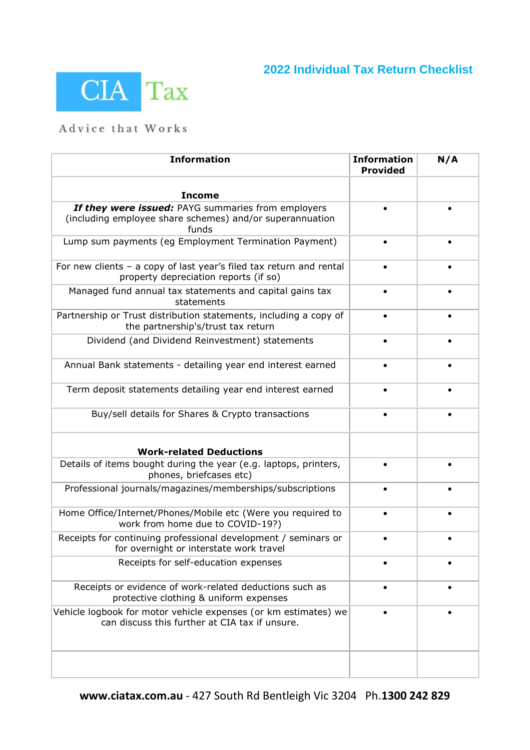# 2022 Individual Tax Return Checklist

CIA Tax

Advice that Works

| Information | Information Provided | N/A |
|---|---|---|
| **Income** | | |
| ***If they were issued:*** PAYG summaries from employers (including employee share schemes) and/or superannuation funds | • | • |
| Lump sum payments (eg Employment Termination Payment) | • | • |
| For new clients – a copy of last year's filed tax return and rental property depreciation reports (if so) | • | • |
| Managed fund annual tax statements and capital gains tax statements | • | • |
| Partnership or Trust distribution statements, including a copy of the partnership's/trust tax return | • | • |
| Dividend (and Dividend Reinvestment) statements | • | • |
| Annual Bank statements - detailing year end interest earned | • | • |
| Term deposit statements detailing year end interest earned | • | • |
| Buy/sell details for Shares & Crypto transactions | • | • |
| **Work-related Deductions** | | |
| Details of items bought during the year (e.g. laptops, printers, phones, briefcases etc) | • | • |
| Professional journals/magazines/memberships/subscriptions | • | • |
| Home Office/Internet/Phones/Mobile etc (Were you required to work from home due to COVID-19?) | • | • |
| Receipts for continuing professional development / seminars or for overnight or interstate work travel | • | • |
| Receipts for self-education expenses | • | • |
| Receipts or evidence of work-related deductions such as protective clothing & uniform expenses | • | • |
| Vehicle logbook for motor vehicle expenses (or km estimates) we can discuss this further at CIA tax if unsure. | • | • |
| | | |

**www.ciatax.com.au** - 427 South Rd Bentleigh Vic 3204 Ph.**1300 242 829**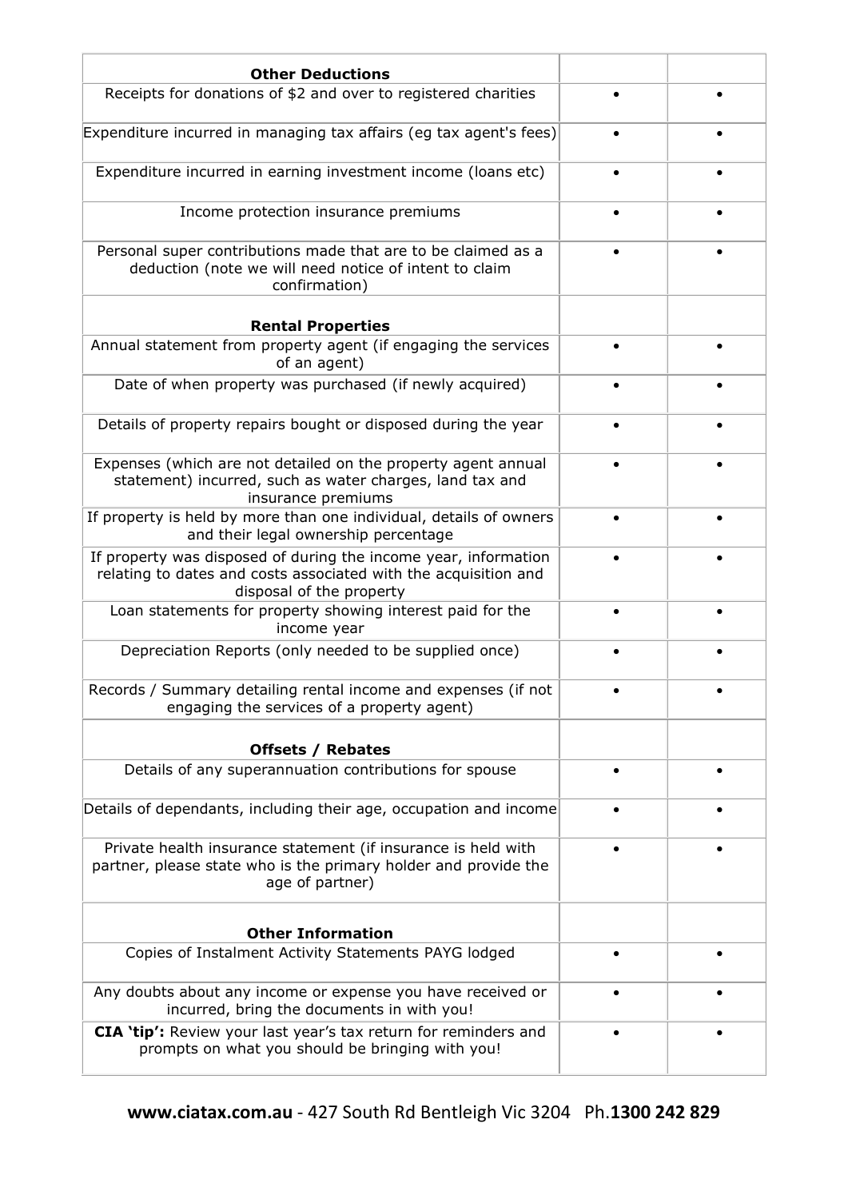| | | |
|---|---|---|
| **Other Deductions** | | |
| Receipts for donations of $2 and over to registered charities | • | • |
| Expenditure incurred in managing tax affairs (eg tax agent's fees) | • | • |
| Expenditure incurred in earning investment income (loans etc) | • | • |
| Income protection insurance premiums | • | • |
| Personal super contributions made that are to be claimed as a deduction (note we will need notice of intent to claim confirmation) | • | • |
| **Rental Properties** | | |
| Annual statement from property agent (if engaging the services of an agent) | • | • |
| Date of when property was purchased (if newly acquired) | • | • |
| Details of property repairs bought or disposed during the year | • | • |
| Expenses (which are not detailed on the property agent annual statement) incurred, such as water charges, land tax and insurance premiums | • | • |
| If property is held by more than one individual, details of owners and their legal ownership percentage | • | • |
| If property was disposed of during the income year, information relating to dates and costs associated with the acquisition and disposal of the property | • | • |
| Loan statements for property showing interest paid for the income year | • | • |
| Depreciation Reports (only needed to be supplied once) | • | • |
| Records / Summary detailing rental income and expenses (if not engaging the services of a property agent) | • | • |
| **Offsets / Rebates** | | |
| Details of any superannuation contributions for spouse | • | • |
| Details of dependants, including their age, occupation and income | • | • |
| Private health insurance statement (if insurance is held with partner, please state who is the primary holder and provide the age of partner) | • | • |
| **Other Information** | | |
| Copies of Instalment Activity Statements PAYG lodged | • | • |
| Any doubts about any income or expense you have received or incurred, bring the documents in with you! | • | • |
| **CIA 'tip':** Review your last year's tax return for reminders and prompts on what you should be bringing with you! | • | • |

**www.ciatax.com.au** - 427 South Rd Bentleigh Vic 3204 Ph.**1300 242 829**